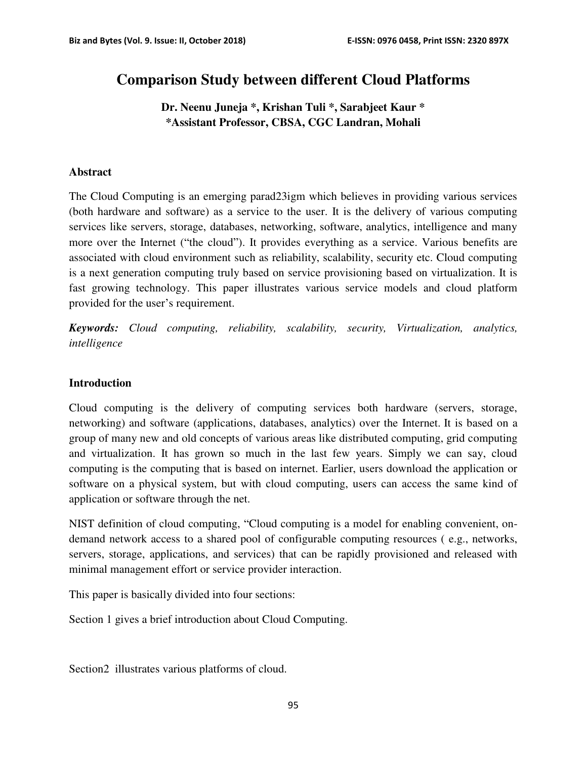# Comparison Study between different Cloud Platforms

**Dr. Neenu Juneja \*, Krishan Tuli \*, Sarabjeet Kaur \***
**\*Assistant Professor, CBSA, CGC Landran, Mohali**

## Abstract

The Cloud Computing is an emerging parad23igm which believes in providing various services (both hardware and software) as a service to the user. It is the delivery of various computing services like servers, storage, databases, networking, software, analytics, intelligence and many more over the Internet ("the cloud"). It provides everything as a service. Various benefits are associated with cloud environment such as reliability, scalability, security etc. Cloud computing is a next generation computing truly based on service provisioning based on virtualization. It is fast growing technology. This paper illustrates various service models and cloud platform provided for the user's requirement.

***Keywords:*** *Cloud computing, reliability, scalability, security, Virtualization, analytics, intelligence*

## Introduction

Cloud computing is the delivery of computing services both hardware (servers, storage, networking) and software (applications, databases, analytics) over the Internet. It is based on a group of many new and old concepts of various areas like distributed computing, grid computing and virtualization. It has grown so much in the last few years. Simply we can say, cloud computing is the computing that is based on internet. Earlier, users download the application or software on a physical system, but with cloud computing, users can access the same kind of application or software through the net.

NIST definition of cloud computing, "Cloud computing is a model for enabling convenient, on-demand network access to a shared pool of configurable computing resources ( e.g., networks, servers, storage, applications, and services) that can be rapidly provisioned and released with minimal management effort or service provider interaction.

This paper is basically divided into four sections:

Section 1 gives a brief introduction about Cloud Computing.

Section2 illustrates various platforms of cloud.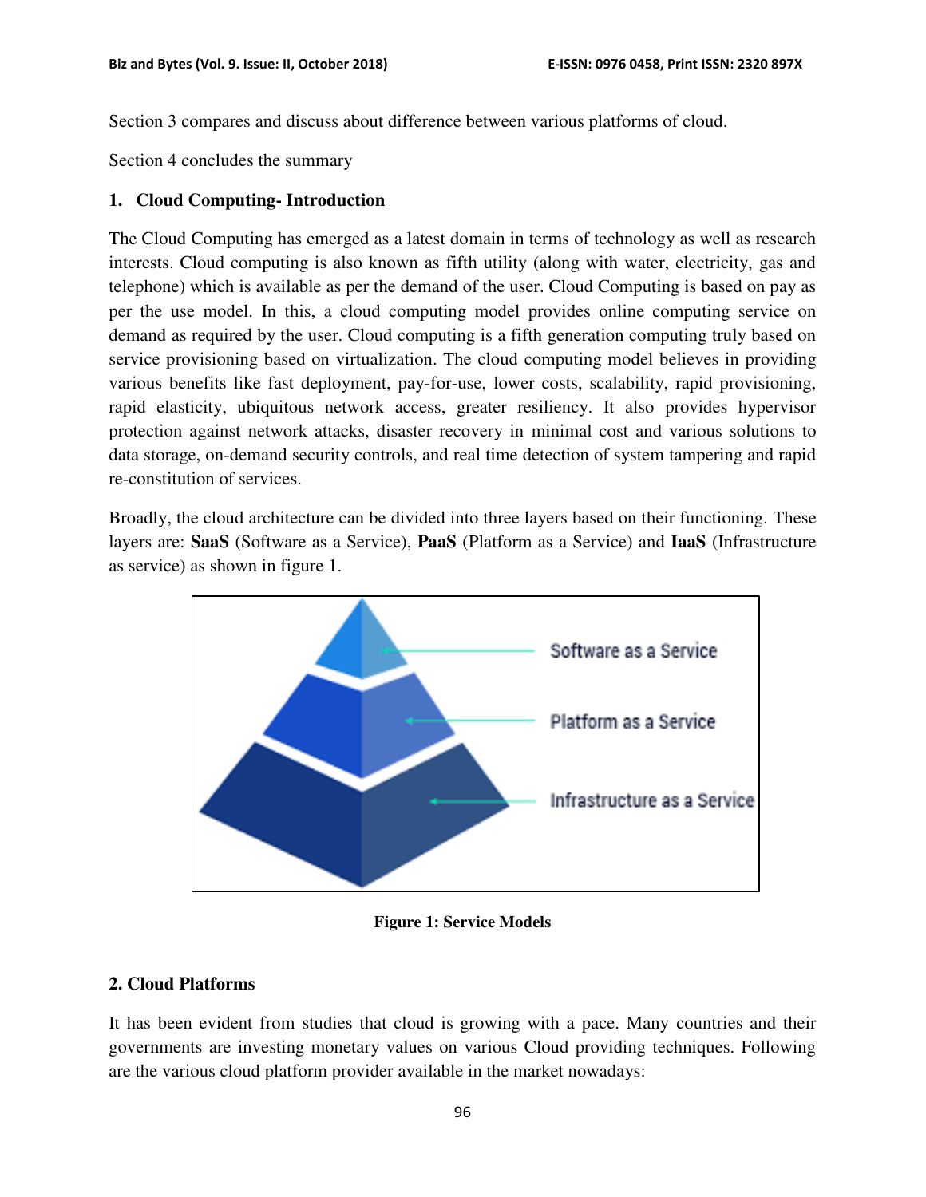Section 3 compares and discuss about difference between various platforms of cloud.

Section 4 concludes the summary

## 1. Cloud Computing- Introduction

The Cloud Computing has emerged as a latest domain in terms of technology as well as research interests. Cloud computing is also known as fifth utility (along with water, electricity, gas and telephone) which is available as per the demand of the user. Cloud Computing is based on pay as per the use model. In this, a cloud computing model provides online computing service on demand as required by the user. Cloud computing is a fifth generation computing truly based on service provisioning based on virtualization. The cloud computing model believes in providing various benefits like fast deployment, pay-for-use, lower costs, scalability, rapid provisioning, rapid elasticity, ubiquitous network access, greater resiliency. It also provides hypervisor protection against network attacks, disaster recovery in minimal cost and various solutions to data storage, on-demand security controls, and real time detection of system tampering and rapid re-constitution of services.

Broadly, the cloud architecture can be divided into three layers based on their functioning. These layers are: **SaaS** (Software as a Service), **PaaS** (Platform as a Service) and **IaaS** (Infrastructure as service) as shown in figure 1.

**Figure 1: Service Models**

## 2. Cloud Platforms

It has been evident from studies that cloud is growing with a pace. Many countries and their governments are investing monetary values on various Cloud providing techniques. Following are the various cloud platform provider available in the market nowadays: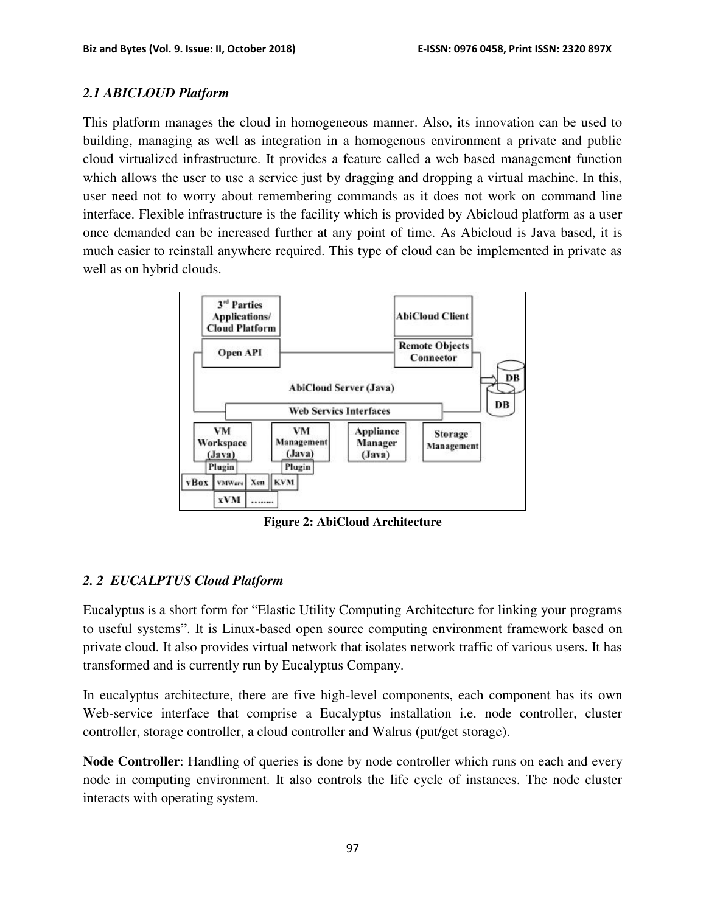### *2.1 ABICLOUD Platform*

This platform manages the cloud in homogeneous manner. Also, its innovation can be used to building, managing as well as integration in a homogenous environment a private and public cloud virtualized infrastructure. It provides a feature called a web based management function which allows the user to use a service just by dragging and dropping a virtual machine. In this, user need not to worry about remembering commands as it does not work on command line interface. Flexible infrastructure is the facility which is provided by Abicloud platform as a user once demanded can be increased further at any point of time. As Abicloud is Java based, it is much easier to reinstall anywhere required. This type of cloud can be implemented in private as well as on hybrid clouds.

**Figure 2: AbiCloud Architecture**

### *2. 2 EUCALPTUS Cloud Platform*

Eucalyptus is a short form for "Elastic Utility Computing Architecture for linking your programs to useful systems". It is Linux-based open source computing environment framework based on private cloud. It also provides virtual network that isolates network traffic of various users. It has transformed and is currently run by Eucalyptus Company.

In eucalyptus architecture, there are five high-level components, each component has its own Web-service interface that comprise a Eucalyptus installation i.e. node controller, cluster controller, storage controller, a cloud controller and Walrus (put/get storage).

**Node Controller**: Handling of queries is done by node controller which runs on each and every node in computing environment. It also controls the life cycle of instances. The node cluster interacts with operating system.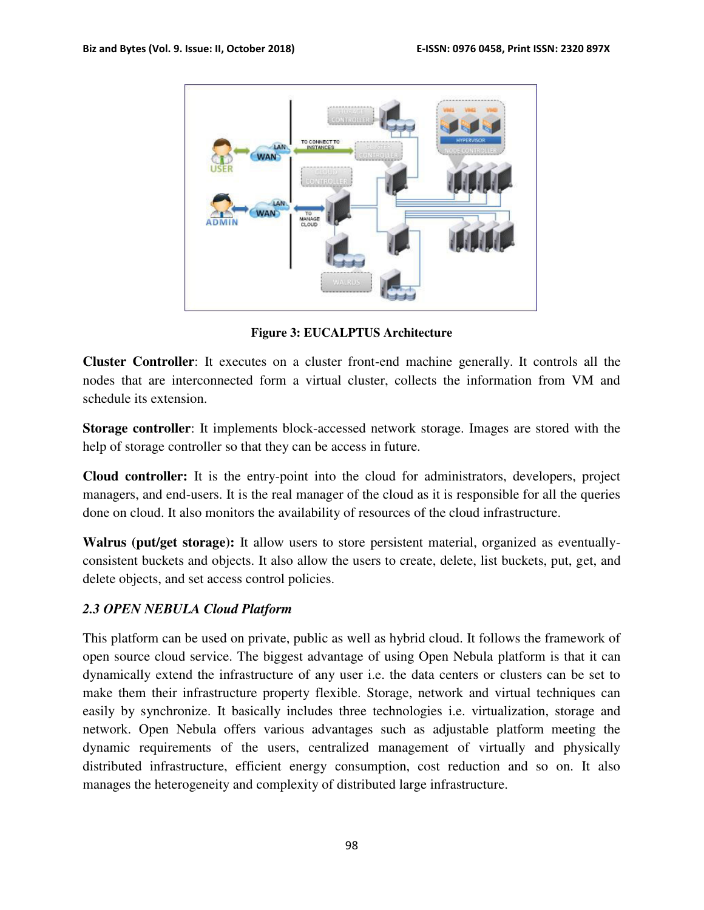**Figure 3: EUCALPTUS Architecture**

**Cluster Controller**: It executes on a cluster front-end machine generally. It controls all the nodes that are interconnected form a virtual cluster, collects the information from VM and schedule its extension.

**Storage controller**: It implements block-accessed network storage. Images are stored with the help of storage controller so that they can be access in future.

**Cloud controller:** It is the entry-point into the cloud for administrators, developers, project managers, and end-users. It is the real manager of the cloud as it is responsible for all the queries done on cloud. It also monitors the availability of resources of the cloud infrastructure.

**Walrus (put/get storage):** It allow users to store persistent material, organized as eventually-consistent buckets and objects. It also allow the users to create, delete, list buckets, put, get, and delete objects, and set access control policies.

### *2.3 OPEN NEBULA Cloud Platform*

This platform can be used on private, public as well as hybrid cloud. It follows the framework of open source cloud service. The biggest advantage of using Open Nebula platform is that it can dynamically extend the infrastructure of any user i.e. the data centers or clusters can be set to make them their infrastructure property flexible. Storage, network and virtual techniques can easily by synchronize. It basically includes three technologies i.e. virtualization, storage and network. Open Nebula offers various advantages such as adjustable platform meeting the dynamic requirements of the users, centralized management of virtually and physically distributed infrastructure, efficient energy consumption, cost reduction and so on. It also manages the heterogeneity and complexity of distributed large infrastructure.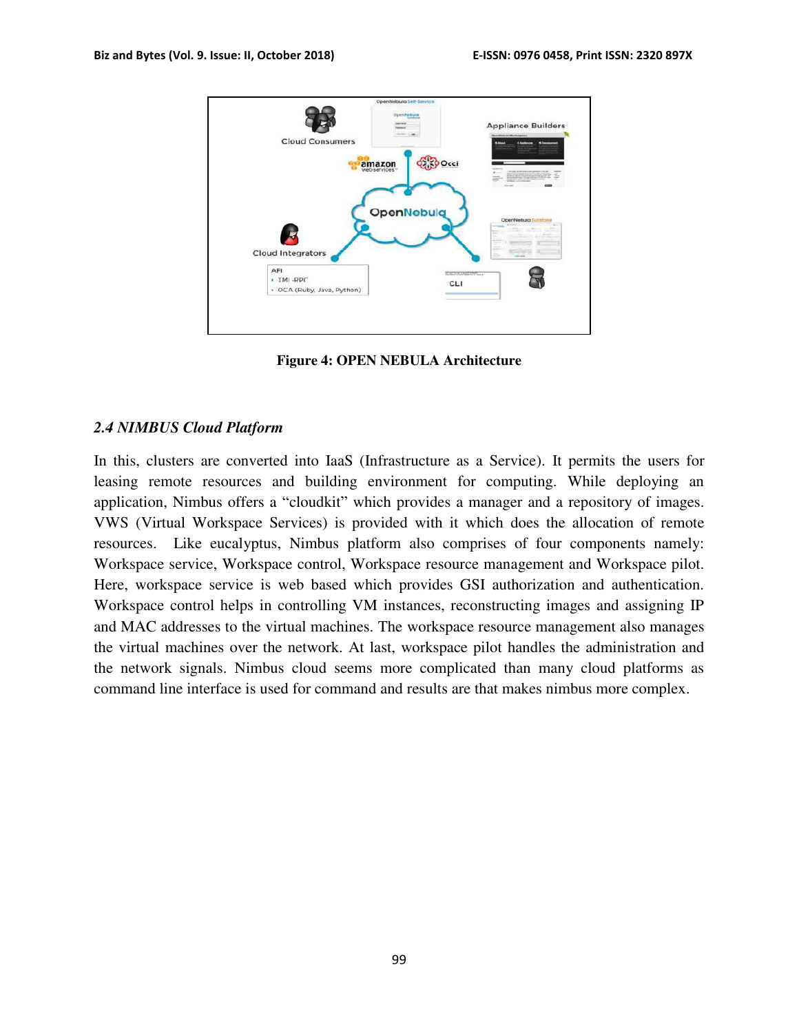**Figure 4: OPEN NEBULA Architecture**

### *2.4 NIMBUS Cloud Platform*

In this, clusters are converted into IaaS (Infrastructure as a Service). It permits the users for leasing remote resources and building environment for computing. While deploying an application, Nimbus offers a "cloudkit" which provides a manager and a repository of images. VWS (Virtual Workspace Services) is provided with it which does the allocation of remote resources. Like eucalyptus, Nimbus platform also comprises of four components namely: Workspace service, Workspace control, Workspace resource management and Workspace pilot. Here, workspace service is web based which provides GSI authorization and authentication. Workspace control helps in controlling VM instances, reconstructing images and assigning IP and MAC addresses to the virtual machines. The workspace resource management also manages the virtual machines over the network. At last, workspace pilot handles the administration and the network signals. Nimbus cloud seems more complicated than many cloud platforms as command line interface is used for command and results are that makes nimbus more complex.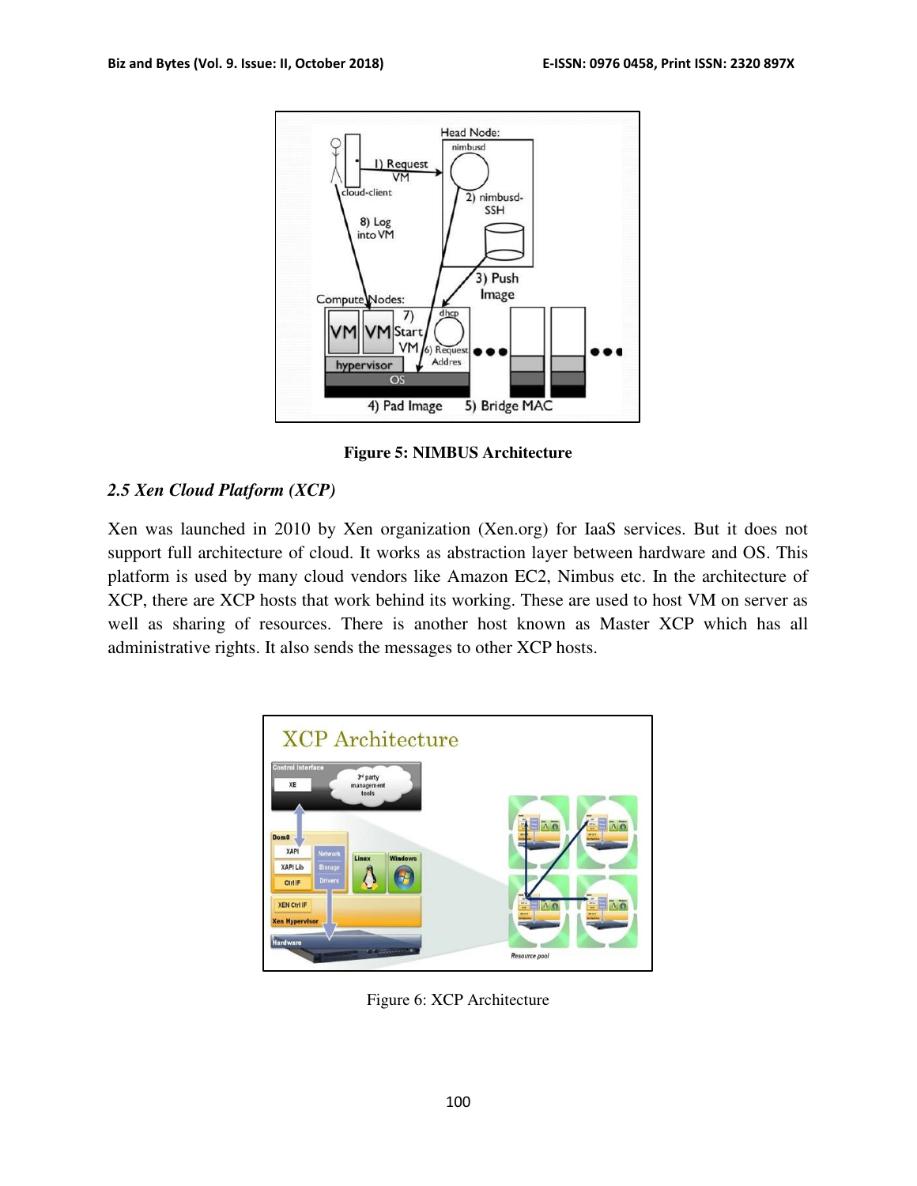**Figure 5: NIMBUS Architecture**

### *2.5 Xen Cloud Platform (XCP)*

Xen was launched in 2010 by Xen organization (Xen.org) for IaaS services. But it does not support full architecture of cloud. It works as abstraction layer between hardware and OS. This platform is used by many cloud vendors like Amazon EC2, Nimbus etc. In the architecture of XCP, there are XCP hosts that work behind its working. These are used to host VM on server as well as sharing of resources. There is another host known as Master XCP which has all administrative rights. It also sends the messages to other XCP hosts.

Figure 6: XCP Architecture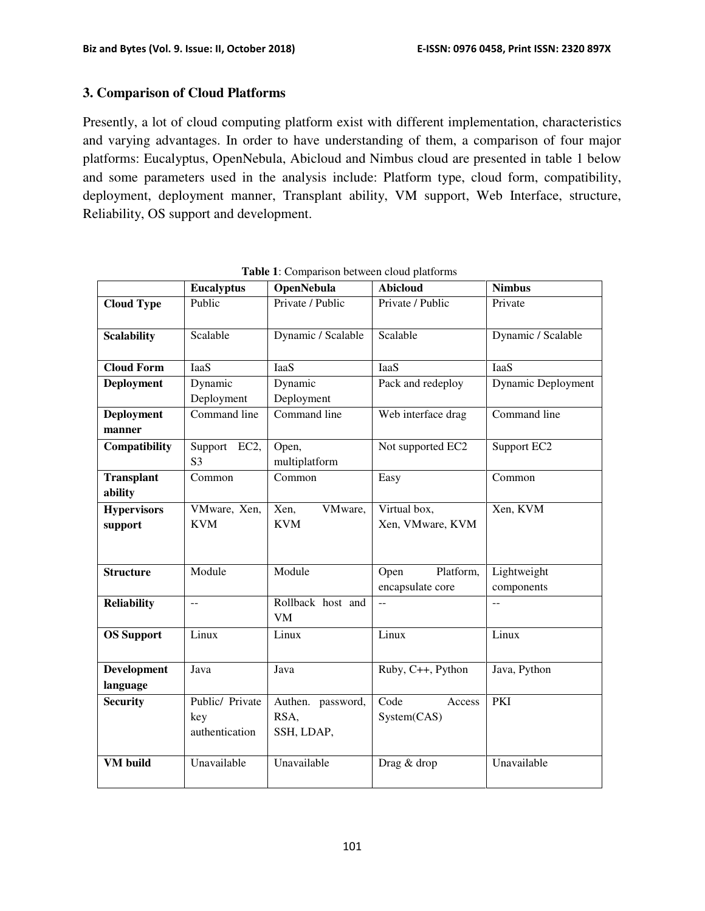### 3. Comparison of Cloud Platforms

Presently, a lot of cloud computing platform exist with different implementation, characteristics and varying advantages. In order to have understanding of them, a comparison of four major platforms: Eucalyptus, OpenNebula, Abicloud and Nimbus cloud are presented in table 1 below and some parameters used in the analysis include: Platform type, cloud form, compatibility, deployment, deployment manner, Transplant ability, VM support, Web Interface, structure, Reliability, OS support and development.

**Table 1**: Comparison between cloud platforms

| | **Eucalyptus** | **OpenNebula** | **Abicloud** | **Nimbus** |
|---|---|---|---|---|
| **Cloud Type** | Public | Private / Public | Private / Public | Private |
| **Scalability** | Scalable | Dynamic / Scalable | Scalable | Dynamic / Scalable |
| **Cloud Form** | IaaS | IaaS | IaaS | IaaS |
| **Deployment** | Dynamic Deployment | Dynamic Deployment | Pack and redeploy | Dynamic Deployment |
| **Deployment manner** | Command line | Command line | Web interface drag | Command line |
| **Compatibility** | Support EC2, S3 | Open, multiplatform | Not supported EC2 | Support EC2 |
| **Transplant ability** | Common | Common | Easy | Common |
| **Hypervisors support** | VMware, Xen, KVM | Xen, VMware, KVM | Virtual box, Xen, VMware, KVM | Xen, KVM |
| **Structure** | Module | Module | Open Platform, encapsulate core | Lightweight components |
| **Reliability** | -- | Rollback host and VM | -- | -- |
| **OS Support** | Linux | Linux | Linux | Linux |
| **Development language** | Java | Java | Ruby, C++, Python | Java, Python |
| **Security** | Public/ Private key authentication | Authen. password, RSA, SSH, LDAP, | Code Access System(CAS) | PKI |
| **VM build** | Unavailable | Unavailable | Drag & drop | Unavailable |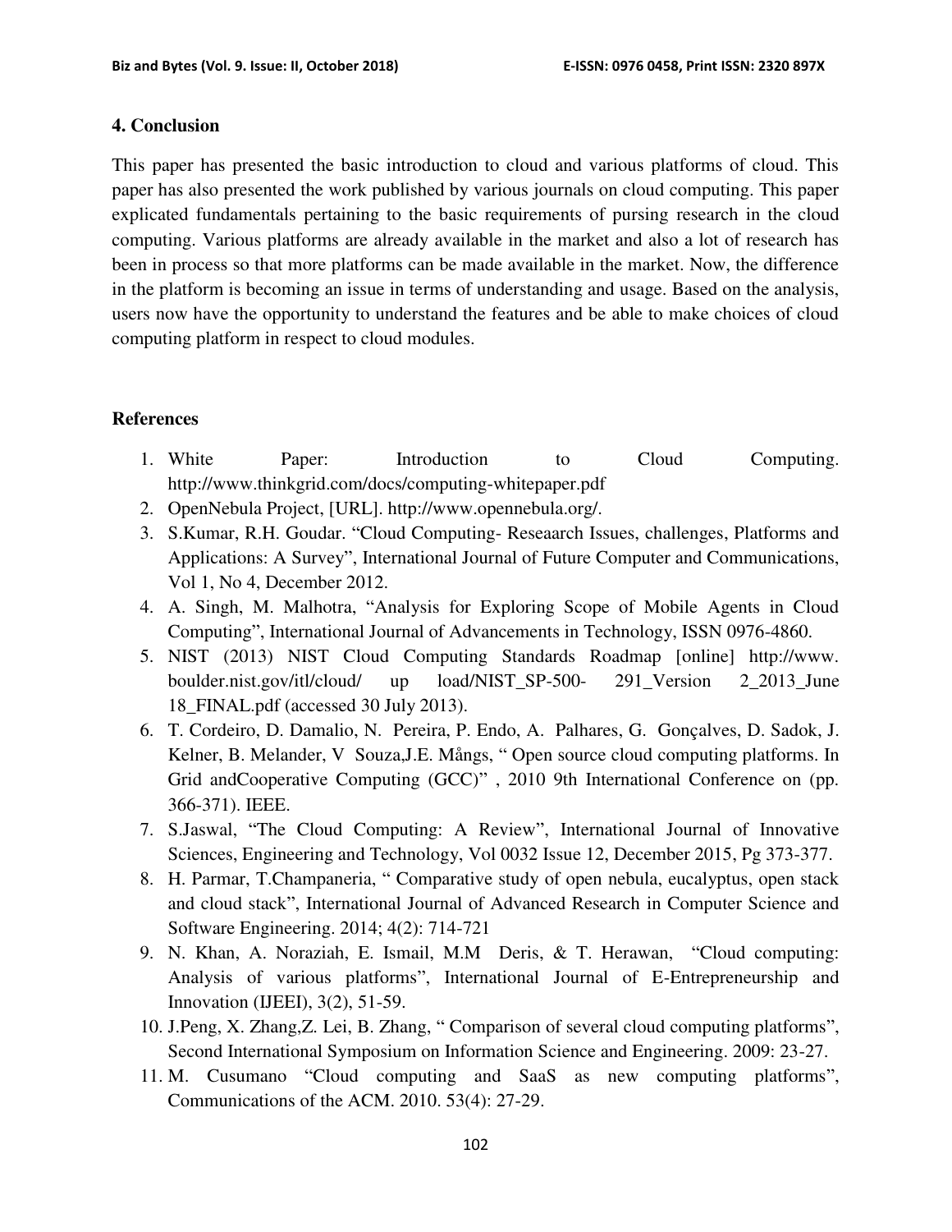## 4. Conclusion

This paper has presented the basic introduction to cloud and various platforms of cloud. This paper has also presented the work published by various journals on cloud computing. This paper explicated fundamentals pertaining to the basic requirements of pursing research in the cloud computing. Various platforms are already available in the market and also a lot of research has been in process so that more platforms can be made available in the market. Now, the difference in the platform is becoming an issue in terms of understanding and usage. Based on the analysis, users now have the opportunity to understand the features and be able to make choices of cloud computing platform in respect to cloud modules.

## References

1. White Paper: Introduction to Cloud Computing. http://www.thinkgrid.com/docs/computing-whitepaper.pdf
2. OpenNebula Project, [URL]. http://www.opennebula.org/.
3. S.Kumar, R.H. Goudar. "Cloud Computing- Reseaarch Issues, challenges, Platforms and Applications: A Survey", International Journal of Future Computer and Communications, Vol 1, No 4, December 2012.
4. A. Singh, M. Malhotra, "Analysis for Exploring Scope of Mobile Agents in Cloud Computing", International Journal of Advancements in Technology, ISSN 0976-4860.
5. NIST (2013) NIST Cloud Computing Standards Roadmap [online] http://www. boulder.nist.gov/itl/cloud/ up load/NIST_SP-500- 291_Version 2_2013_June 18_FINAL.pdf (accessed 30 July 2013).
6. T. Cordeiro, D. Damalio, N. Pereira, P. Endo, A. Palhares, G. Gonçalves, D. Sadok, J. Kelner, B. Melander, V Souza,J.E. Mångs, " Open source cloud computing platforms. In Grid andCooperative Computing (GCC)" , 2010 9th International Conference on (pp. 366-371). IEEE.
7. S.Jaswal, "The Cloud Computing: A Review", International Journal of Innovative Sciences, Engineering and Technology, Vol 0032 Issue 12, December 2015, Pg 373-377.
8. H. Parmar, T.Champaneria, " Comparative study of open nebula, eucalyptus, open stack and cloud stack", International Journal of Advanced Research in Computer Science and Software Engineering. 2014; 4(2): 714-721
9. N. Khan, A. Noraziah, E. Ismail, M.M Deris, & T. Herawan, "Cloud computing: Analysis of various platforms", International Journal of E-Entrepreneurship and Innovation (IJEEI), 3(2), 51-59.
10. J.Peng, X. Zhang,Z. Lei, B. Zhang, " Comparison of several cloud computing platforms", Second International Symposium on Information Science and Engineering. 2009: 23-27.
11. M. Cusumano "Cloud computing and SaaS as new computing platforms", Communications of the ACM. 2010. 53(4): 27-29.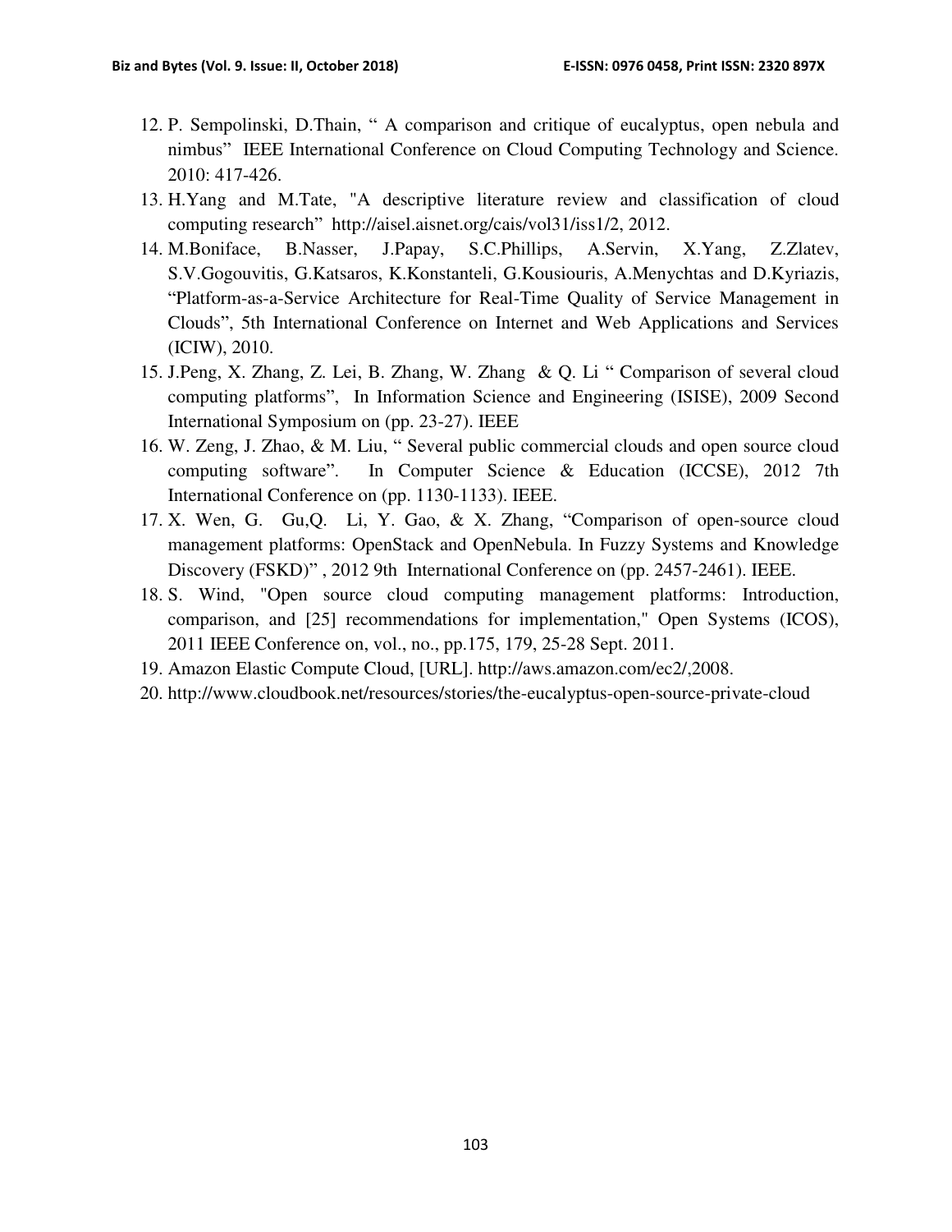12. P. Sempolinski, D.Thain, " A comparison and critique of eucalyptus, open nebula and nimbus" IEEE International Conference on Cloud Computing Technology and Science. 2010: 417-426.
13. H.Yang and M.Tate, "A descriptive literature review and classification of cloud computing research" http://aisel.aisnet.org/cais/vol31/iss1/2, 2012.
14. M.Boniface, B.Nasser, J.Papay, S.C.Phillips, A.Servin, X.Yang, Z.Zlatev, S.V.Gogouvitis, G.Katsaros, K.Konstanteli, G.Kousiouris, A.Menychtas and D.Kyriazis, "Platform-as-a-Service Architecture for Real-Time Quality of Service Management in Clouds", 5th International Conference on Internet and Web Applications and Services (ICIW), 2010.
15. J.Peng, X. Zhang, Z. Lei, B. Zhang, W. Zhang & Q. Li " Comparison of several cloud computing platforms", In Information Science and Engineering (ISISE), 2009 Second International Symposium on (pp. 23-27). IEEE
16. W. Zeng, J. Zhao, & M. Liu, " Several public commercial clouds and open source cloud computing software". In Computer Science & Education (ICCSE), 2012 7th International Conference on (pp. 1130-1133). IEEE.
17. X. Wen, G. Gu,Q. Li, Y. Gao, & X. Zhang, "Comparison of open-source cloud management platforms: OpenStack and OpenNebula. In Fuzzy Systems and Knowledge Discovery (FSKD)" , 2012 9th International Conference on (pp. 2457-2461). IEEE.
18. S. Wind, "Open source cloud computing management platforms: Introduction, comparison, and [25] recommendations for implementation," Open Systems (ICOS), 2011 IEEE Conference on, vol., no., pp.175, 179, 25-28 Sept. 2011.
19. Amazon Elastic Compute Cloud, [URL]. http://aws.amazon.com/ec2/,2008.
20. http://www.cloudbook.net/resources/stories/the-eucalyptus-open-source-private-cloud